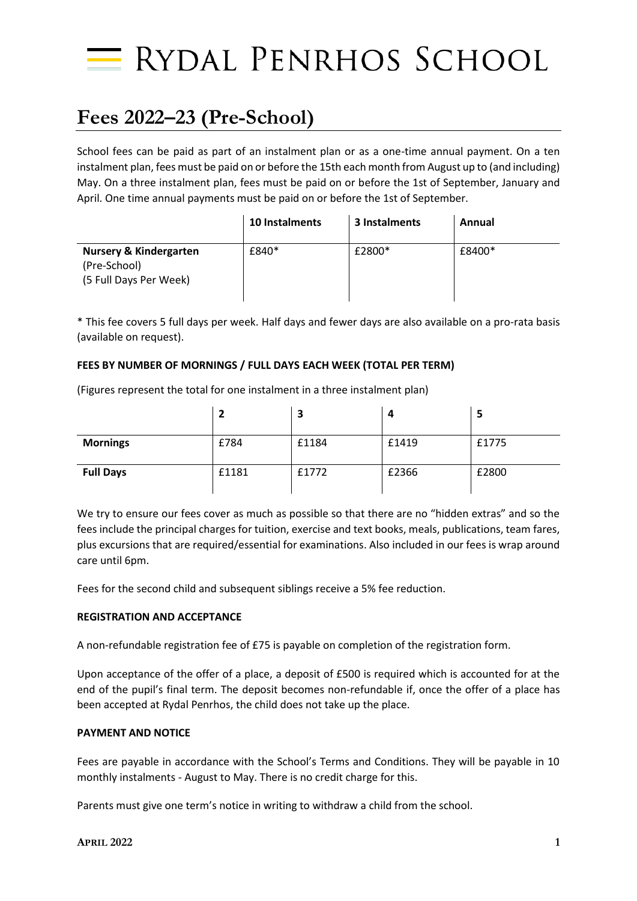# RYDAL PENRHOS SCHOOL

## Fees 2022–23 (Pre-School)

School fees can be paid as part of an instalment plan or as a one-time annual payment. On a ten instalment plan, fees must be paid on or before the 15th each month from August up to (and including) May. On a three instalment plan, fees must be paid on or before the 1st of September, January and April. One time annual payments must be paid on or before the 1st of September.

| | 10 Instalments | 3 Instalments | Annual |
|---|---|---|---|
| **Nursery & Kindergarten** (Pre-School) (5 Full Days Per Week) | £840* | £2800* | £8400* |

* This fee covers 5 full days per week. Half days and fewer days are also available on a pro-rata basis (available on request).

**FEES BY NUMBER OF MORNINGS / FULL DAYS EACH WEEK (TOTAL PER TERM)**

(Figures represent the total for one instalment in a three instalment plan)

| | 2 | 3 | 4 | 5 |
|---|---|---|---|---|
| **Mornings** | £784 | £1184 | £1419 | £1775 |
| **Full Days** | £1181 | £1772 | £2366 | £2800 |

We try to ensure our fees cover as much as possible so that there are no "hidden extras" and so the fees include the principal charges for tuition, exercise and text books, meals, publications, team fares, plus excursions that are required/essential for examinations. Also included in our fees is wrap around care until 6pm.

Fees for the second child and subsequent siblings receive a 5% fee reduction.

**REGISTRATION AND ACCEPTANCE**

A non-refundable registration fee of £75 is payable on completion of the registration form.

Upon acceptance of the offer of a place, a deposit of £500 is required which is accounted for at the end of the pupil's final term. The deposit becomes non-refundable if, once the offer of a place has been accepted at Rydal Penrhos, the child does not take up the place.

**PAYMENT AND NOTICE**

Fees are payable in accordance with the School's Terms and Conditions. They will be payable in 10 monthly instalments - August to May. There is no credit charge for this.

Parents must give one term's notice in writing to withdraw a child from the school.

**APRIL 2022**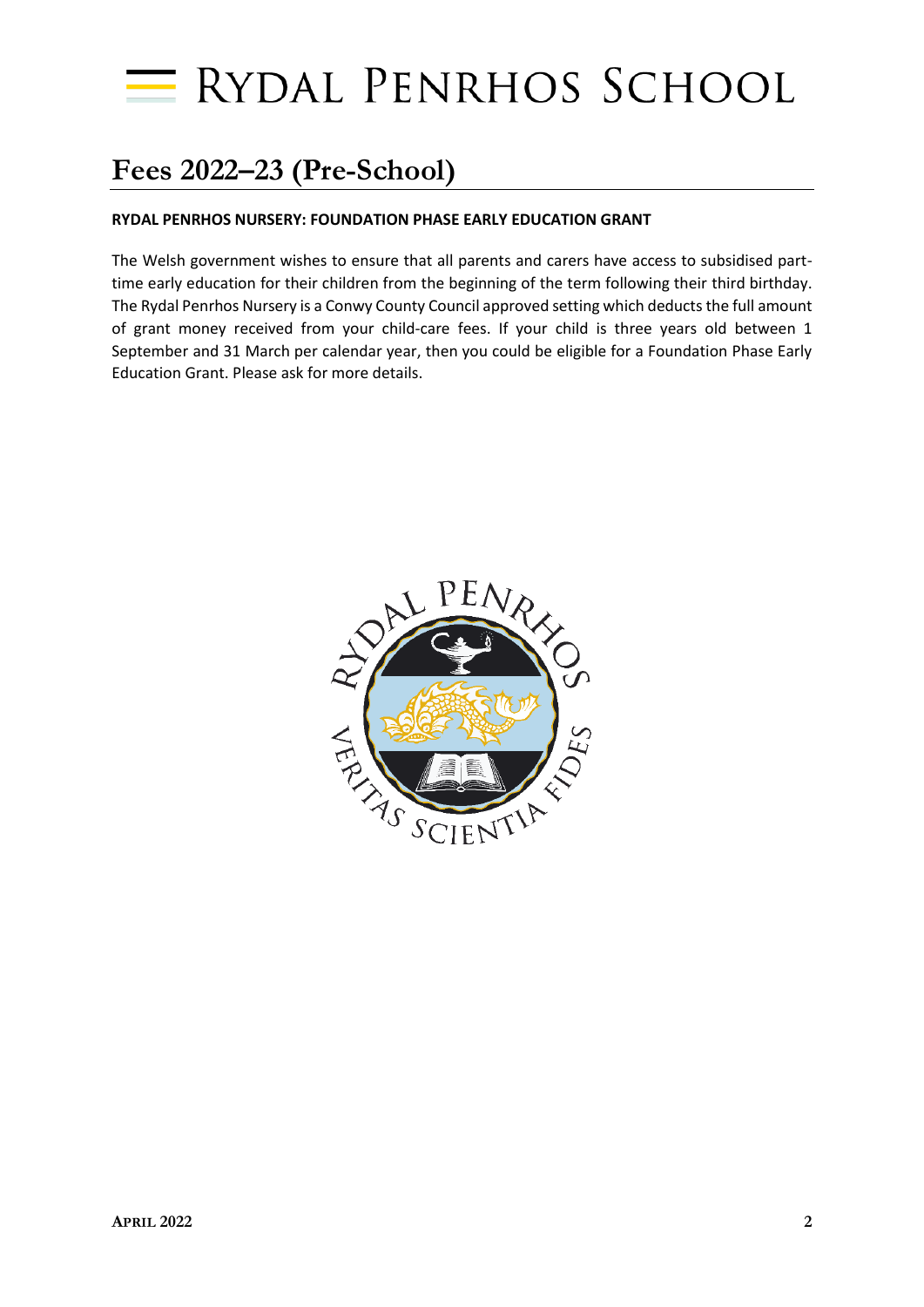# RYDAL PENRHOS SCHOOL

## Fees 2022–23 (Pre-School)

**RYDAL PENRHOS NURSERY: FOUNDATION PHASE EARLY EDUCATION GRANT**

The Welsh government wishes to ensure that all parents and carers have access to subsidised part-time early education for their children from the beginning of the term following their third birthday. The Rydal Penrhos Nursery is a Conwy County Council approved setting which deducts the full amount of grant money received from your child-care fees. If your child is three years old between 1 September and 31 March per calendar year, then you could be eligible for a Foundation Phase Early Education Grant. Please ask for more details.